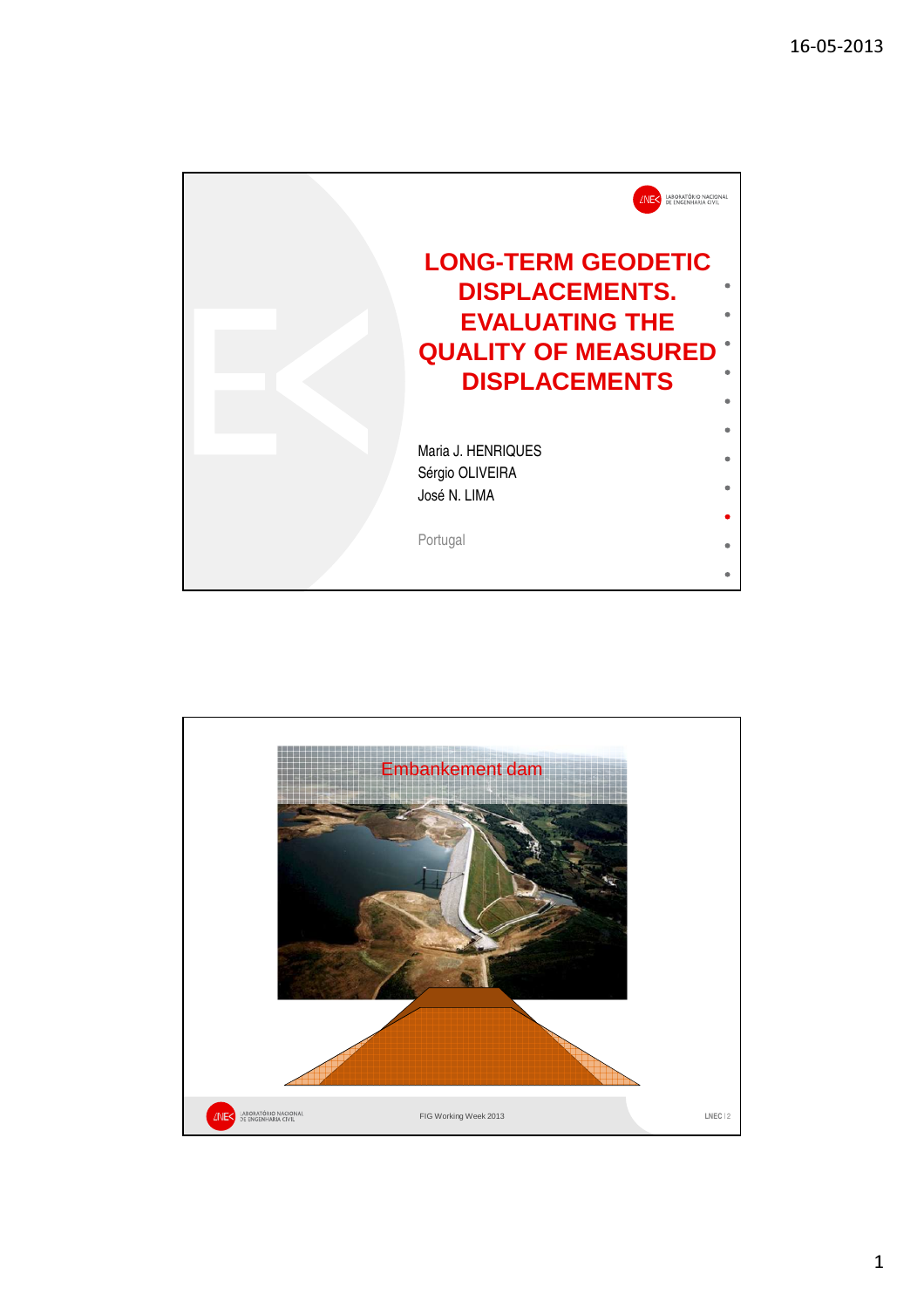# LONG-TERM GEODETIC DISPLACEMENTS. EVALUATING THE QUALITY OF MEASURED DISPLACEMENTS

Maria J. HENRIQUES
Sérgio OLIVEIRA
José N. LIMA

Portugal

---

## Embankement dam

FIG Working Week 2013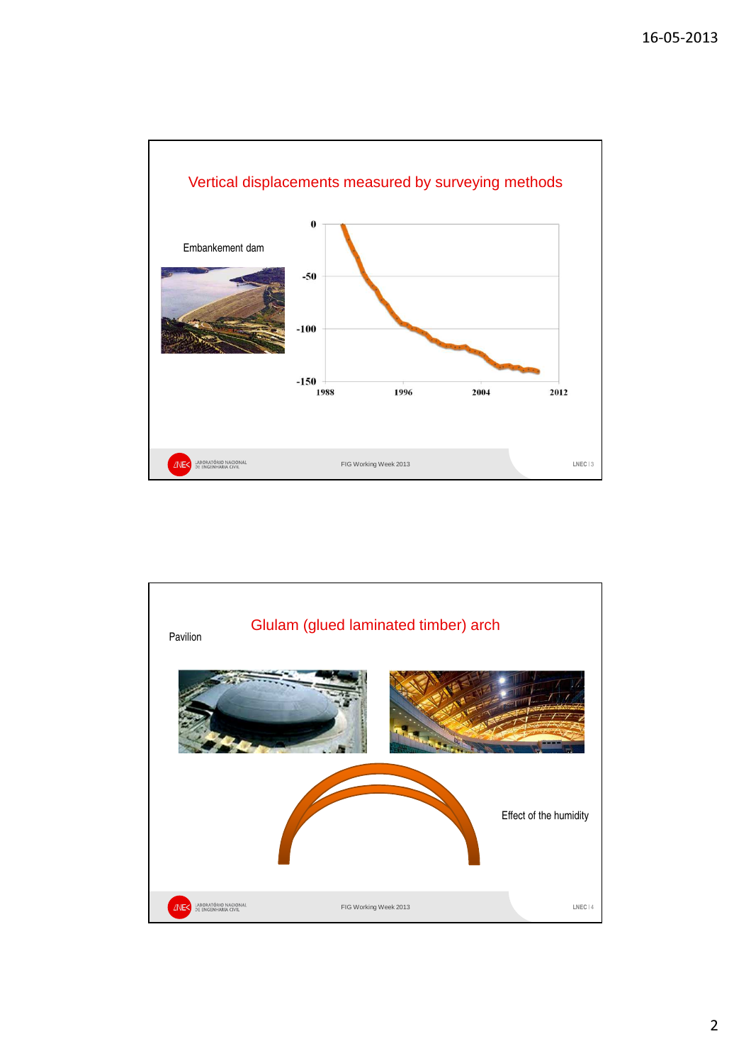## Vertical displacements measured by surveying methods

Embankement dam

0

-50

-100

-150

1988 1996 2004 2012

FIG Working Week 2013

## Glulam (glued laminated timber) arch

Pavilion

Effect of the humidity

FIG Working Week 2013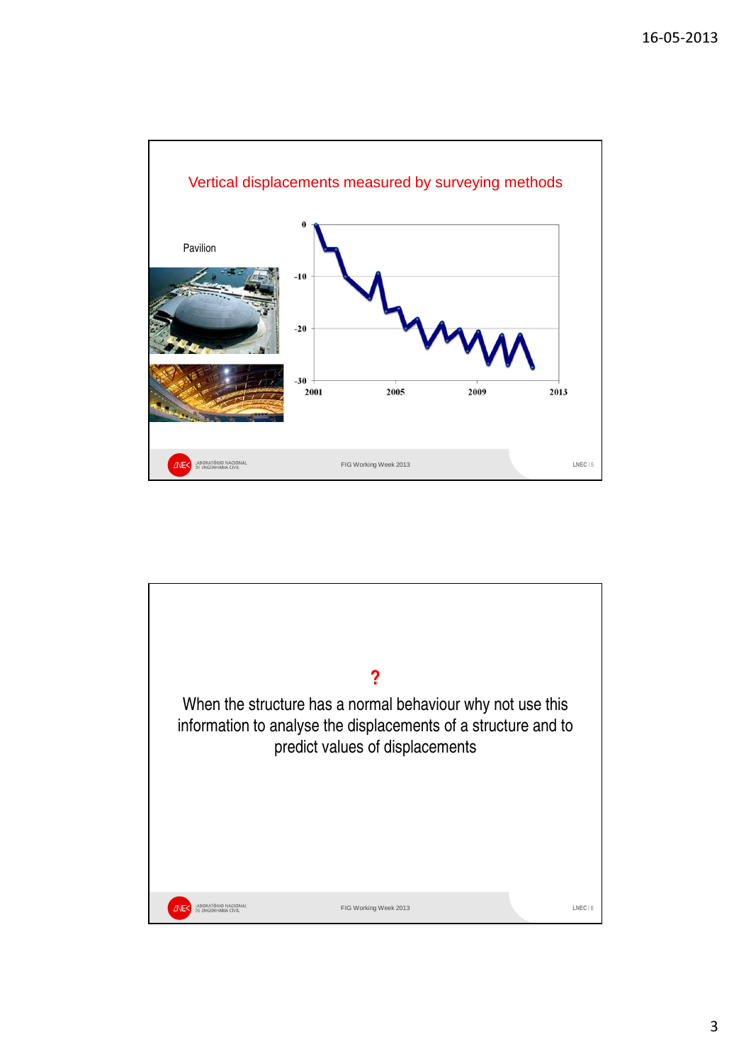## Vertical displacements measured by surveying methods

Pavilion

0
-10
-20
-30

2001 2005 2009 2013

---

**?**

When the structure has a normal behaviour why not use this information to analyse the displacements of a structure and to predict values of displacements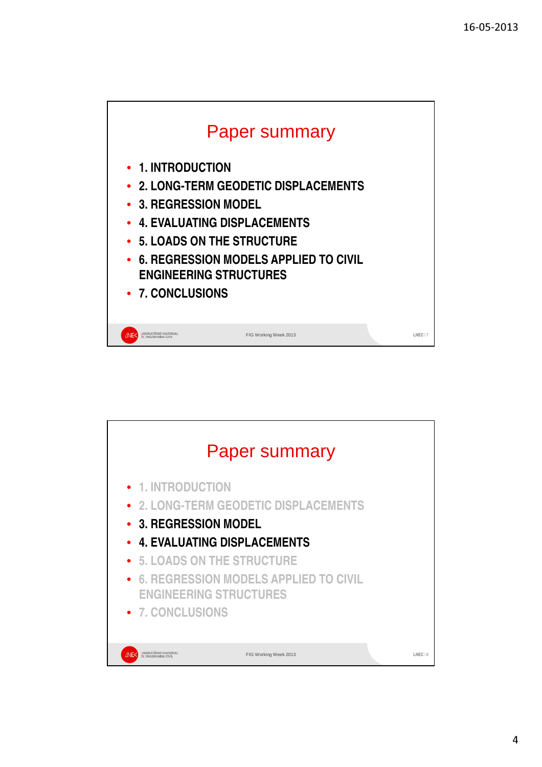## Paper summary

- 1. INTRODUCTION
- 2. LONG-TERM GEODETIC DISPLACEMENTS
- 3. REGRESSION MODEL
- 4. EVALUATING DISPLACEMENTS
- 5. LOADS ON THE STRUCTURE
- 6. REGRESSION MODELS APPLIED TO CIVIL ENGINEERING STRUCTURES
- 7. CONCLUSIONS

## Paper summary

- 1. INTRODUCTION
- 2. LONG-TERM GEODETIC DISPLACEMENTS
- **3. REGRESSION MODEL**
- **4. EVALUATING DISPLACEMENTS**
- 5. LOADS ON THE STRUCTURE
- 6. REGRESSION MODELS APPLIED TO CIVIL ENGINEERING STRUCTURES
- 7. CONCLUSIONS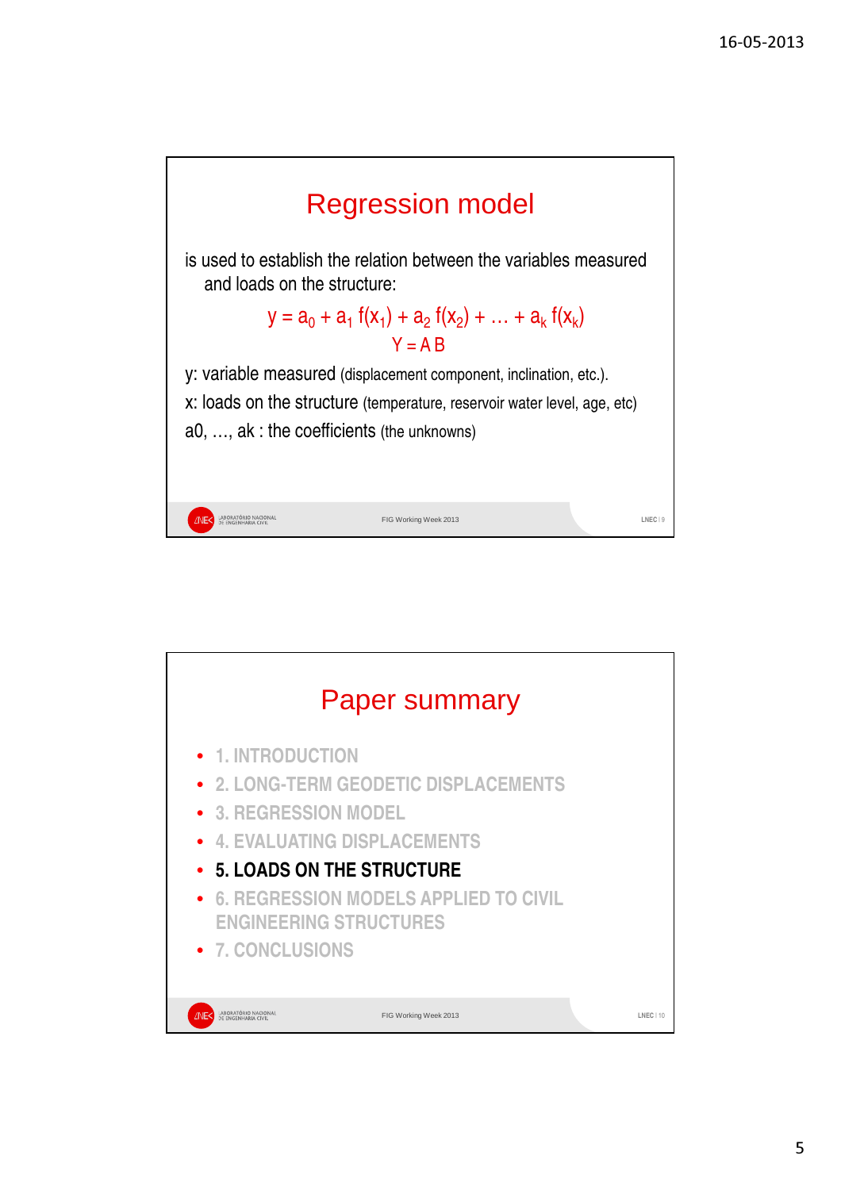# Regression model

is used to establish the relation between the variables measured and loads on the structure:

$$y = a_0 + a_1\, f(x_1) + a_2\, f(x_2) + \ldots + a_k\, f(x_k)$$

$$Y = A\,B$$

y: variable measured (displacement component, inclination, etc.).

x: loads on the structure (temperature, reservoir water level, age, etc)

a0, …, ak : the coefficients (the unknowns)

# Paper summary

- 1. INTRODUCTION
- 2. LONG-TERM GEODETIC DISPLACEMENTS
- 3. REGRESSION MODEL
- 4. EVALUATING DISPLACEMENTS
- **5. LOADS ON THE STRUCTURE**
- 6. REGRESSION MODELS APPLIED TO CIVIL ENGINEERING STRUCTURES
- 7. CONCLUSIONS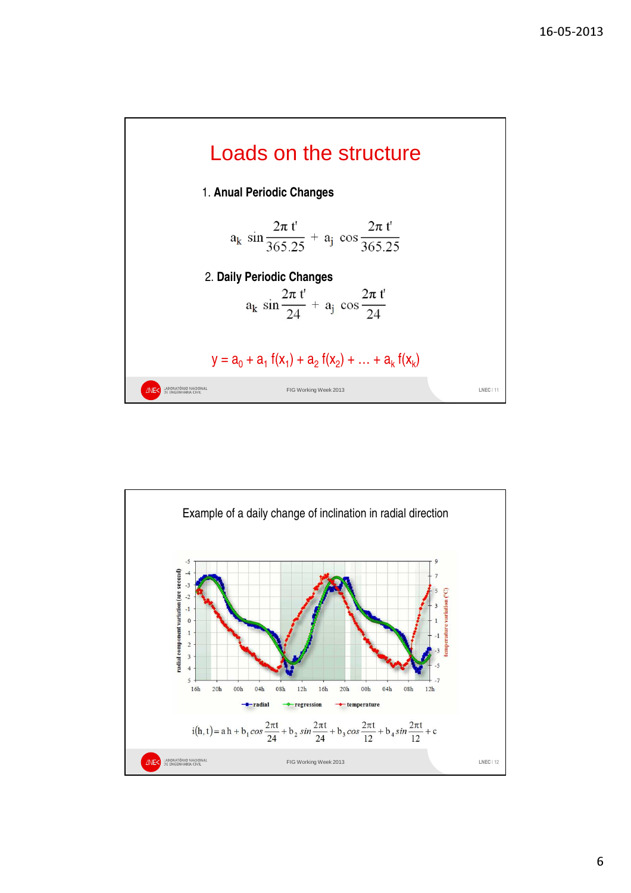# Loads on the structure

1. **Anual Periodic Changes**

$$a_k \sin\frac{2\pi t'}{365.25} + a_j \cos\frac{2\pi t'}{365.25}$$

2. **Daily Periodic Changes**

$$a_k \sin\frac{2\pi t'}{24} + a_j \cos\frac{2\pi t'}{24}$$

$$y = a_0 + a_1 f(x_1) + a_2 f(x_2) + \ldots + a_k f(x_k)$$

---

Example of a daily change of inclination in radial direction

$$i(h,t) = a\,h + b_1 \cos\frac{2\pi t}{24} + b_2 \sin\frac{2\pi t}{24} + b_3 \cos\frac{2\pi t}{12} + b_4 \sin\frac{2\pi t}{12} + c$$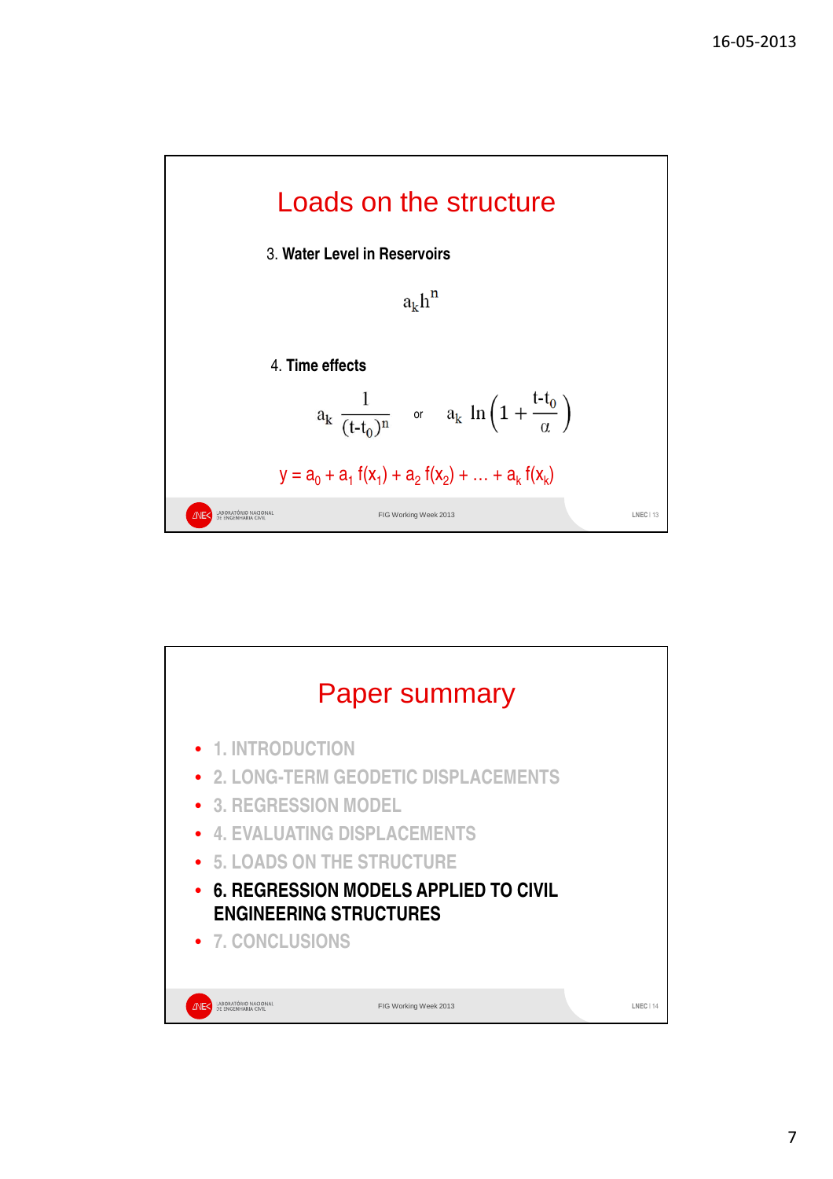# Loads on the structure

3. **Water Level in Reservoirs**

$$a_k h^n$$

4. **Time effects**

$$a_k \frac{1}{(t-t_0)^n} \quad \text{or} \quad a_k \ln\left(1 + \frac{t-t_0}{\alpha}\right)$$

$$y = a_0 + a_1 f(x_1) + a_2 f(x_2) + \ldots + a_k f(x_k)$$

# Paper summary

- 1. INTRODUCTION
- 2. LONG-TERM GEODETIC DISPLACEMENTS
- 3. REGRESSION MODEL
- 4. EVALUATING DISPLACEMENTS
- 5. LOADS ON THE STRUCTURE
- **6. REGRESSION MODELS APPLIED TO CIVIL ENGINEERING STRUCTURES**
- 7. CONCLUSIONS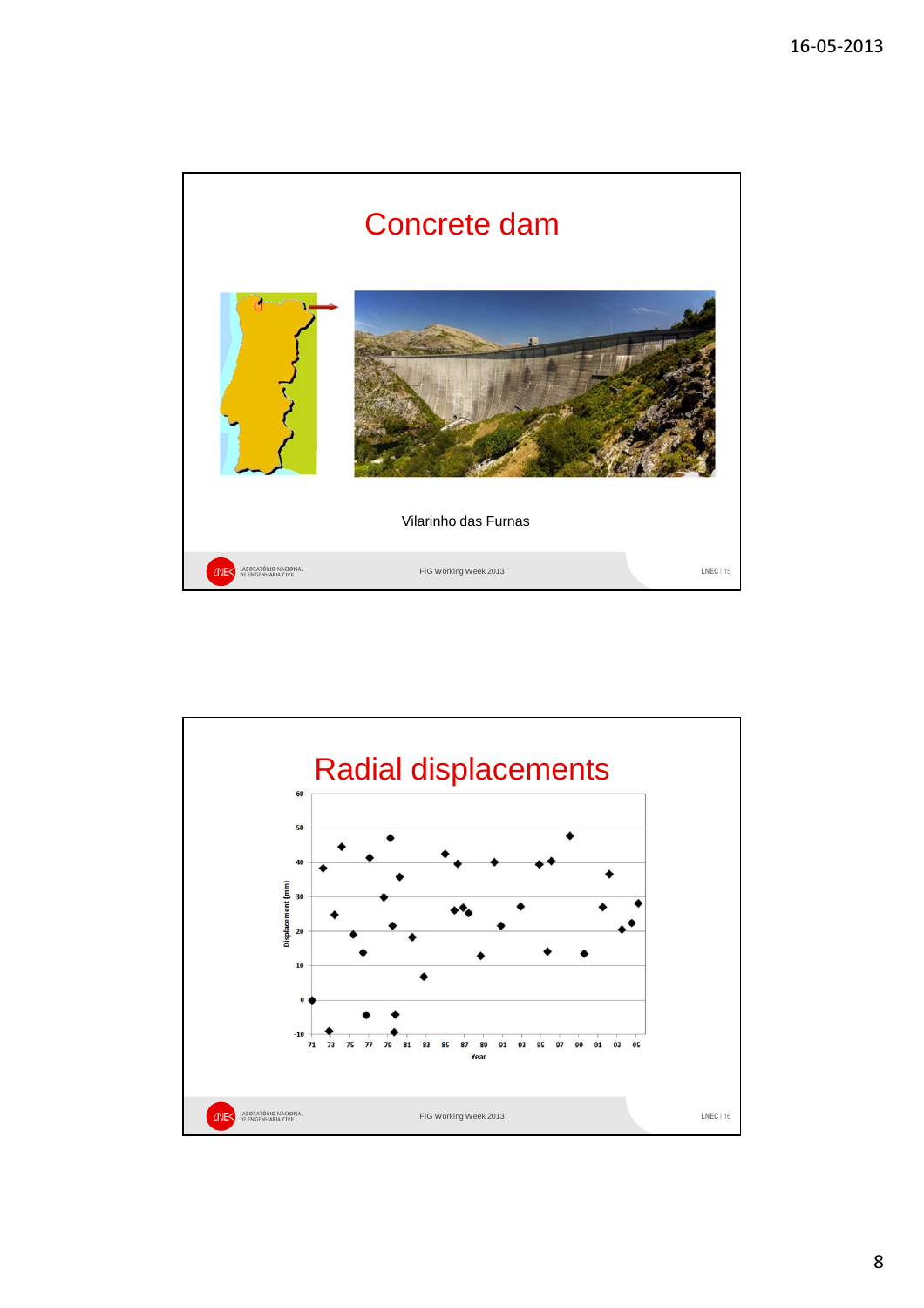# Concrete dam

Vilarinho das Furnas

FIG Working Week 2013

# Radial displacements

Displacement (mm)

Year

FIG Working Week 2013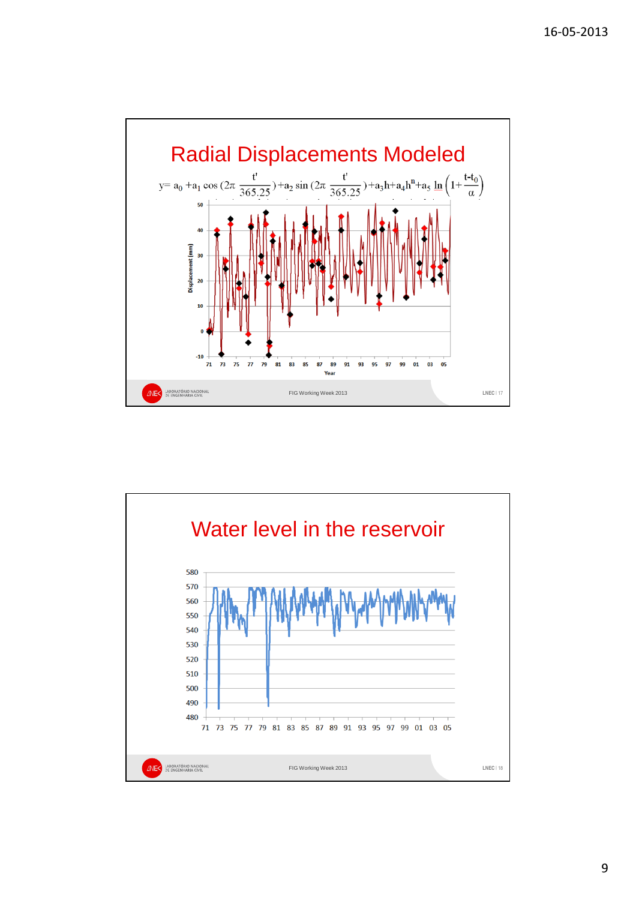# Radial Displacements Modeled

$$y = a_0 + a_1 \cos\left(2\pi \frac{t'}{365.25}\right) + a_2 \sin\left(2\pi \frac{t'}{365.25}\right) + a_3 h + a_4 h^n + a_5 \ln\left(1 + \frac{t - t_0}{\alpha}\right)$$

# Water level in the reservoir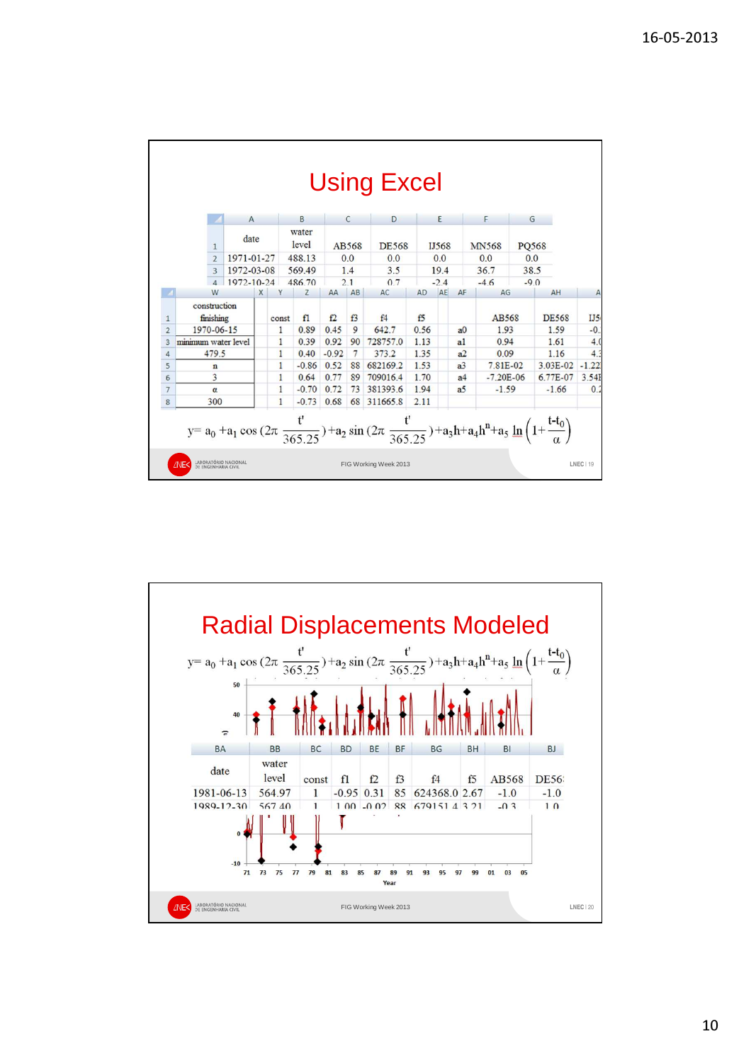# Using Excel

| | A | B | C | D | E | F | G |
|---|---|---|---|---|---|---|---|
| 1 | date | water level | AB568 | DE568 | IJ568 | MN568 | PQ568 |
| 2 | 1971-01-27 | 488.13 | 0.0 | 0.0 | 0.0 | 0.0 | 0.0 |
| 3 | 1972-03-08 | 569.49 | 1.4 | 3.5 | 19.4 | 36.7 | 38.5 |
| 4 | 1972-10-24 | 486.70 | 2.1 | 0.7 | -2.4 | -4.6 | -9.0 |

| | W | X | Y | Z | AA | AB | AC | AD | AE | AF | AG | AH | A |
|---|---|---|---|---|---|---|---|---|---|---|---|---|---|
| 1 | construction finishing | | const | f1 | f2 | f3 | f4 | f5 | | | AB568 | DE568 | IJ5 |
| 2 | 1970-06-15 | | 1 | 0.89 | 0.45 | 9 | 642.7 | 0.56 | | a0 | 1.93 | 1.59 | -0. |
| 3 | minimum water level | | 1 | 0.39 | 0.92 | 90 | 728757.0 | 1.13 | | a1 | 0.94 | 1.61 | 4.( |
| 4 | 479.5 | | 1 | 0.40 | -0.92 | 7 | 373.2 | 1.35 | | a2 | 0.09 | 1.16 | 4.3 |
| 5 | n | | 1 | -0.86 | 0.52 | 88 | 682169.2 | 1.53 | | a3 | 7.81E-02 | 3.03E-02 | -1.22 |
| 6 | 3 | | 1 | 0.64 | 0.77 | 89 | 709016.4 | 1.70 | | a4 | -7.20E-06 | 6.77E-07 | 3.54E |
| 7 | α | | 1 | -0.70 | 0.72 | 73 | 381393.6 | 1.94 | | a5 | -1.59 | -1.66 | 0.2 |
| 8 | 300 | | 1 | -0.73 | 0.68 | 68 | 311665.8 | 2.11 | | | | | |

$$y = a_0 + a_1 \cos\left(2\pi \frac{t'}{365.25}\right) + a_2 \sin\left(2\pi \frac{t'}{365.25}\right) + a_3 h + a_4 h^n + a_5 \ln\left(1 + \frac{t - t_0}{\alpha}\right)$$

# Radial Displacements Modeled

$$y = a_0 + a_1 \cos\left(2\pi \frac{t'}{365.25}\right) + a_2 \sin\left(2\pi \frac{t'}{365.25}\right) + a_3 h + a_4 h^n + a_5 \ln\left(1 + \frac{t - t_0}{\alpha}\right)$$

| BA | BB | BC | BD | BE | BF | BG | BH | BI | BJ |
|---|---|---|---|---|---|---|---|---|---|
| date | water level | const | f1 | f2 | f3 | f4 | f5 | AB568 | DE56 |
| 1981-06-13 | 564.97 | 1 | -0.95 | 0.31 | 85 | 624368.0 | 2.67 | -1.0 | -1.0 |
| 1989-12-30 | 567.40 | 1 | 1.00 | -0.02 | 88 | 679151.4 | 3.21 | -0.3 | 1.0 |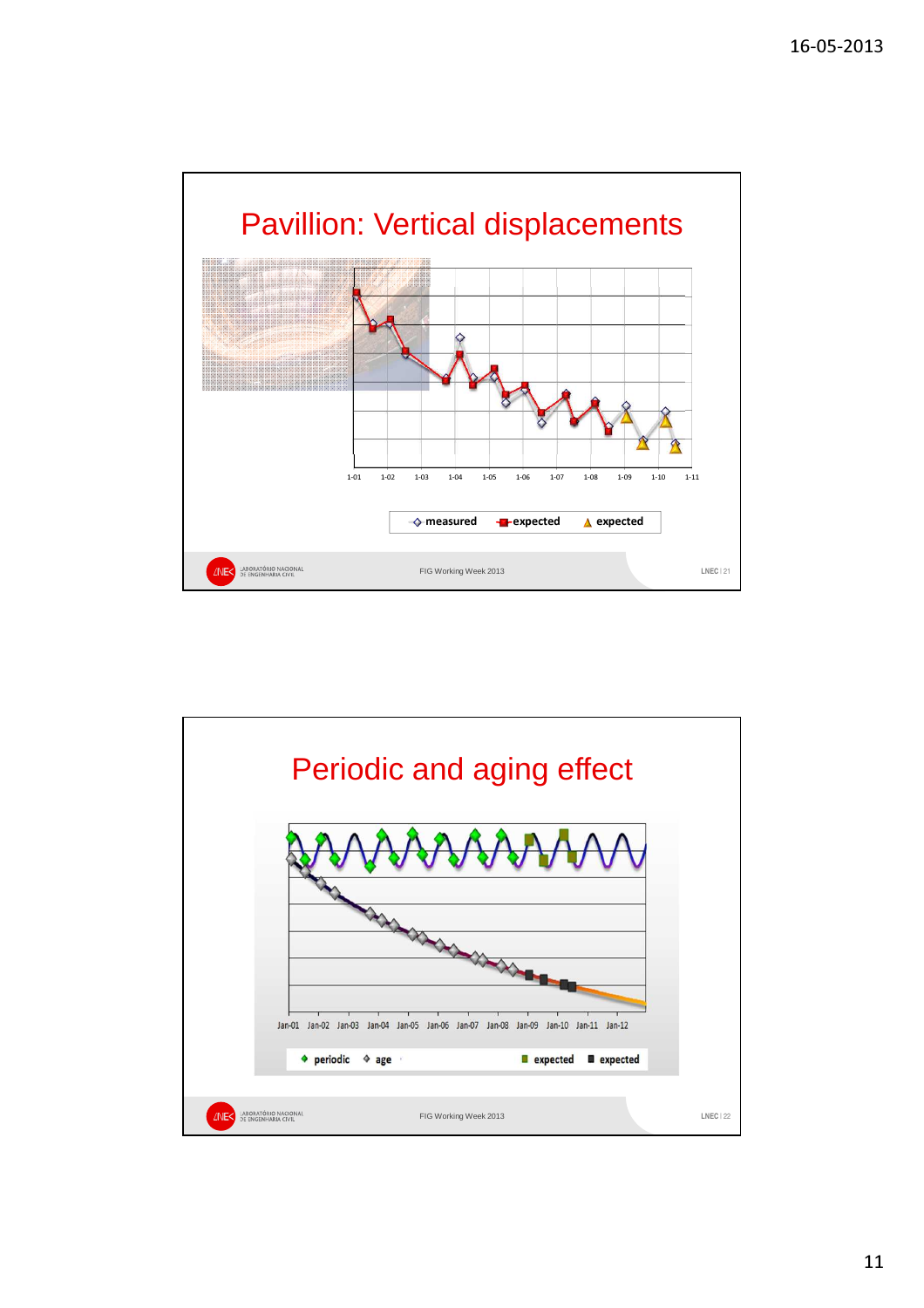## Pavillion: Vertical displacements

1-01 1-02 1-03 1-04 1-05 1-06 1-07 1-08 1-09 1-10 1-11

measured — expected — expected

FIG Working Week 2013

## Periodic and aging effect

Jan-01 Jan-02 Jan-03 Jan-04 Jan-05 Jan-06 Jan-07 Jan-08 Jan-09 Jan-10 Jan-11 Jan-12

periodic — age — expected — expected

FIG Working Week 2013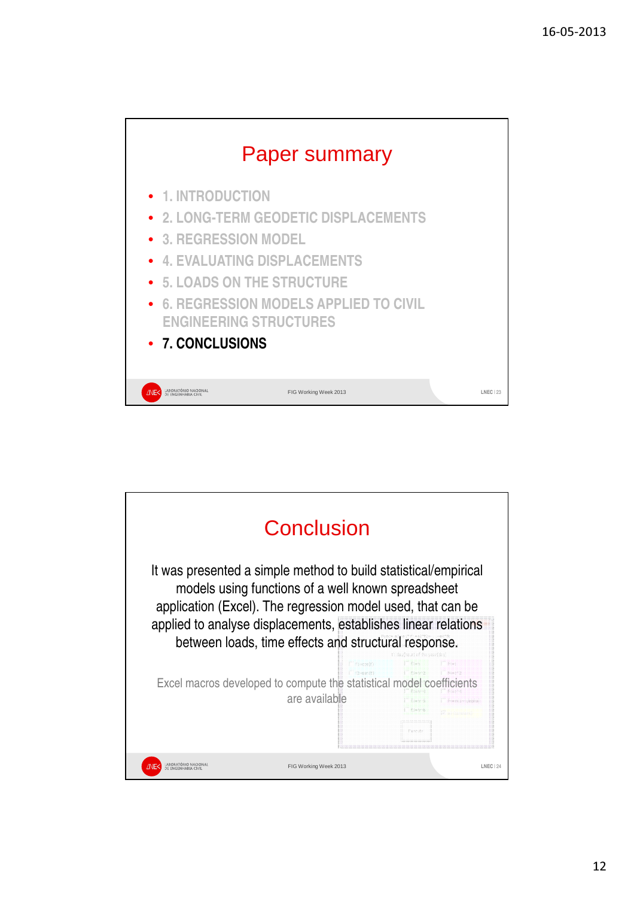## Paper summary

- 1. INTRODUCTION
- 2. LONG-TERM GEODETIC DISPLACEMENTS
- 3. REGRESSION MODEL
- 4. EVALUATING DISPLACEMENTS
- 5. LOADS ON THE STRUCTURE
- 6. REGRESSION MODELS APPLIED TO CIVIL ENGINEERING STRUCTURES
- **7. CONCLUSIONS**

LABORATÓRIO NACIONAL DE ENGENHARIA CIVIL FIG Working Week 2013 LNEC | 23

## Conclusion

It was presented a simple method to build statistical/empirical models using functions of a well known spreadsheet application (Excel). The regression model used, that can be applied to analyse displacements, establishes linear relations between loads, time effects and structural response.

Excel macros developed to compute the statistical model coefficients are available

LABORATÓRIO NACIONAL DE ENGENHARIA CIVIL FIG Working Week 2013 LNEC | 24